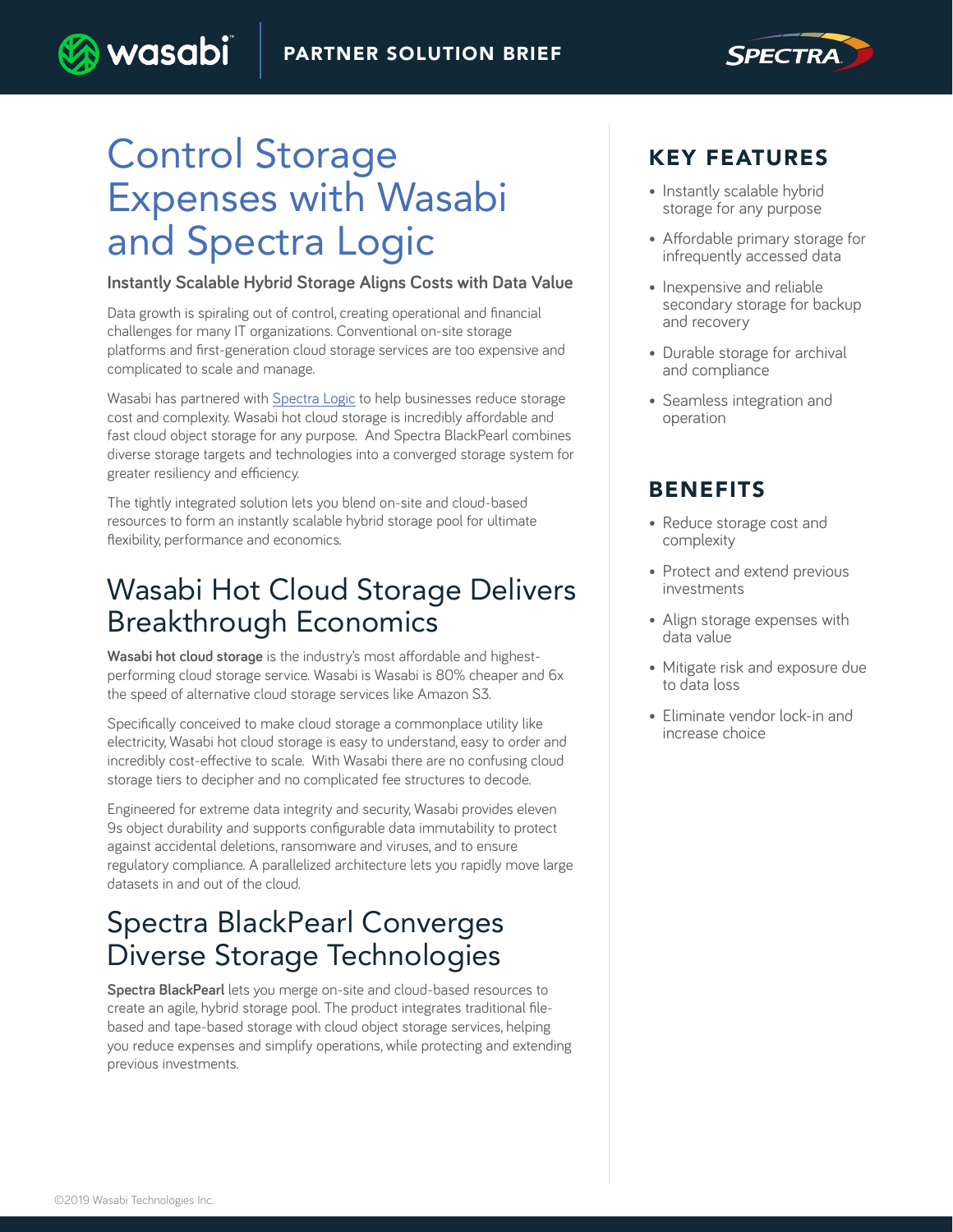# Control Storage Expenses with Wasabi and Spectra Logic

**Instantly Scalable Hybrid Storage Aligns Costs with Data Value**

Data growth is spiraling out of control, creating operational and financial challenges for many IT organizations. Conventional on-site storage platforms and first-generation cloud storage services are too expensive and complicated to scale and manage.

Wasabi has partnered with Spectra Logic to help businesses reduce storage cost and complexity. Wasabi hot cloud storage is incredibly affordable and fast cloud object storage for any purpose. And Spectra BlackPearl combines diverse storage targets and technologies into a converged storage system for greater resiliency and efficiency.

The tightly integrated solution lets you blend on-site and cloud-based resources to form an instantly scalable hybrid storage pool for ultimate flexibility, performance and economics.

## Wasabi Hot Cloud Storage Delivers Breakthrough Economics

**Wasabi hot cloud storage** is the industry's most affordable and highest-performing cloud storage service. Wasabi is Wasabi is 80% cheaper and 6x the speed of alternative cloud storage services like Amazon S3.

Specifically conceived to make cloud storage a commonplace utility like electricity, Wasabi hot cloud storage is easy to understand, easy to order and incredibly cost-effective to scale. With Wasabi there are no confusing cloud storage tiers to decipher and no complicated fee structures to decode.

Engineered for extreme data integrity and security, Wasabi provides eleven 9s object durability and supports configurable data immutability to protect against accidental deletions, ransomware and viruses, and to ensure regulatory compliance. A parallelized architecture lets you rapidly move large datasets in and out of the cloud.

## Spectra BlackPearl Converges Diverse Storage Technologies

**Spectra BlackPearl** lets you merge on-site and cloud-based resources to create an agile, hybrid storage pool. The product integrates traditional file-based and tape-based storage with cloud object storage services, helping you reduce expenses and simplify operations, while protecting and extending previous investments.

## KEY FEATURES

- Instantly scalable hybrid storage for any purpose
- Affordable primary storage for infrequently accessed data
- Inexpensive and reliable secondary storage for backup and recovery
- Durable storage for archival and compliance
- Seamless integration and operation

## BENEFITS

- Reduce storage cost and complexity
- Protect and extend previous investments
- Align storage expenses with data value
- Mitigate risk and exposure due to data loss
- Eliminate vendor lock-in and increase choice

©2019 Wasabi Technologies Inc.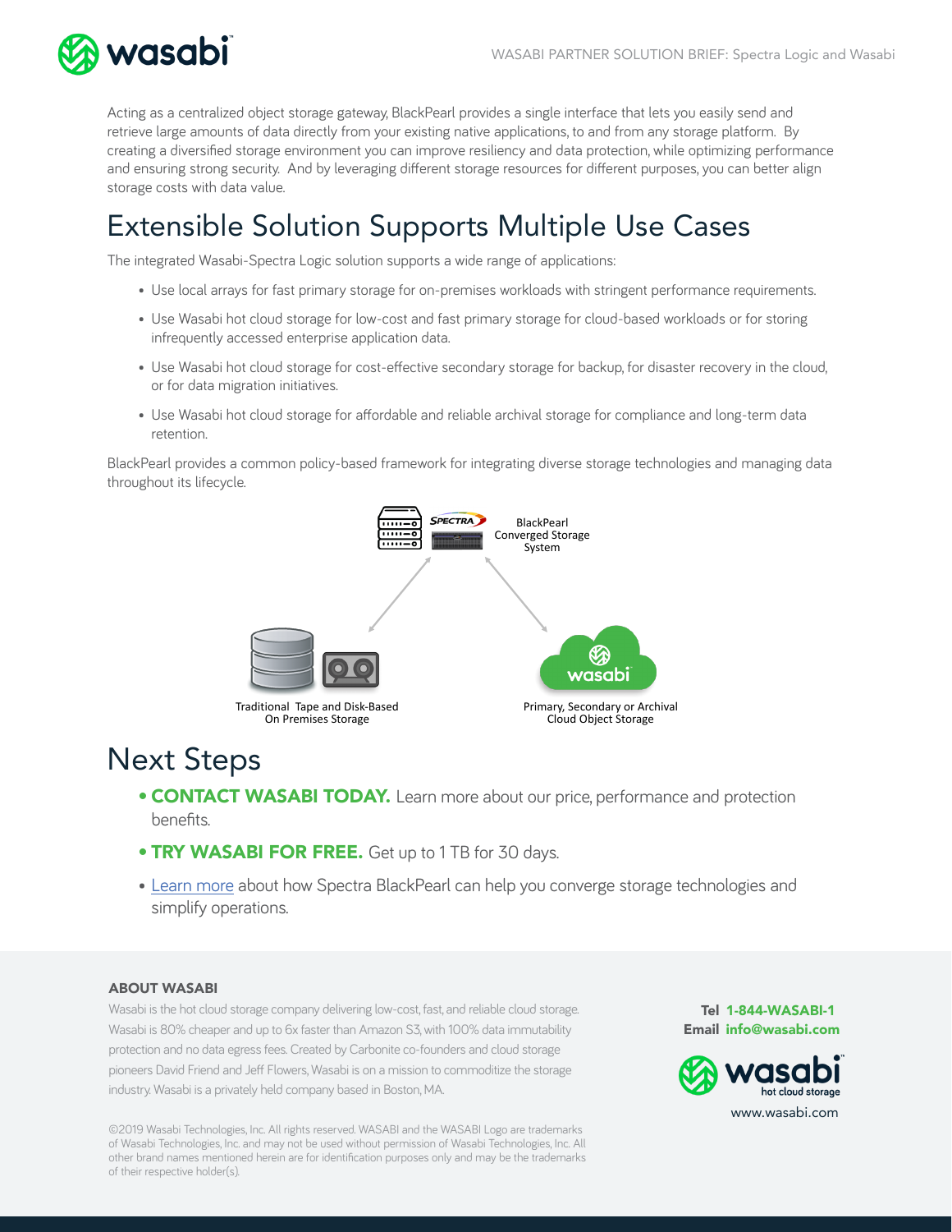Acting as a centralized object storage gateway, BlackPearl provides a single interface that lets you easily send and retrieve large amounts of data directly from your existing native applications, to and from any storage platform. By creating a diversified storage environment you can improve resiliency and data protection, while optimizing performance and ensuring strong security. And by leveraging different storage resources for different purposes, you can better align storage costs with data value.

## Extensible Solution Supports Multiple Use Cases

The integrated Wasabi-Spectra Logic solution supports a wide range of applications:

- Use local arrays for fast primary storage for on-premises workloads with stringent performance requirements.
- Use Wasabi hot cloud storage for low-cost and fast primary storage for cloud-based workloads or for storing infrequently accessed enterprise application data.
- Use Wasabi hot cloud storage for cost-effective secondary storage for backup, for disaster recovery in the cloud, or for data migration initiatives.
- Use Wasabi hot cloud storage for affordable and reliable archival storage for compliance and long-term data retention.

BlackPearl provides a common policy-based framework for integrating diverse storage technologies and managing data throughout its lifecycle.

SPECTRA

BlackPearl Converged Storage System

Traditional Tape and Disk-Based On Premises Storage

wasabi

Primary, Secondary or Archival Cloud Object Storage

## Next Steps

- **CONTACT WASABI TODAY.** Learn more about our price, performance and protection benefits.
- **TRY WASABI FOR FREE.** Get up to 1 TB for 30 days.
- Learn more about how Spectra BlackPearl can help you converge storage technologies and simplify operations.

### ABOUT WASABI

Wasabi is the hot cloud storage company delivering low-cost, fast, and reliable cloud storage. Wasabi is 80% cheaper and up to 6x faster than Amazon S3, with 100% data immutability protection and no data egress fees. Created by Carbonite co-founders and cloud storage pioneers David Friend and Jeff Flowers, Wasabi is on a mission to commoditize the storage industry. Wasabi is a privately held company based in Boston, MA.

©2019 Wasabi Technologies, Inc. All rights reserved. WASABI and the WASABI Logo are trademarks of Wasabi Technologies, Inc. and may not be used without permission of Wasabi Technologies, Inc. All other brand names mentioned herein are for identification purposes only and may be the trademarks of their respective holder(s).

**Tel** 1-844-WASABI-1
**Email** info@wasabi.com

wasabi hot cloud storage

www.wasabi.com